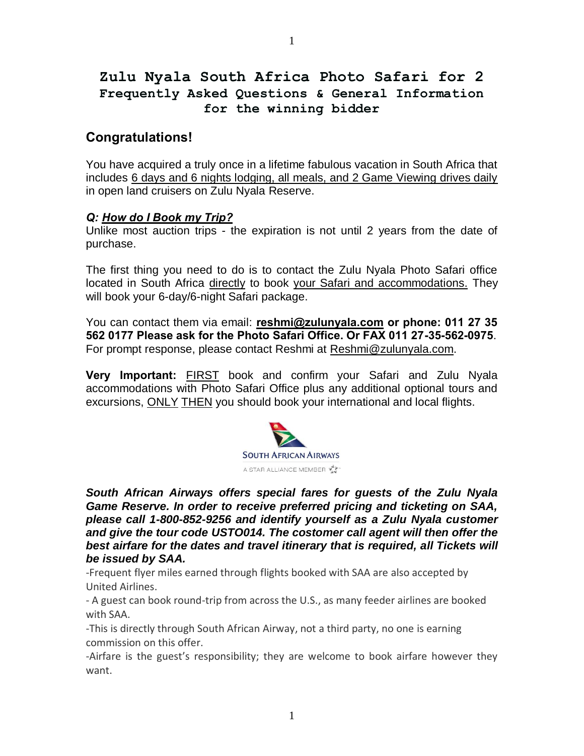# Zulu Nyala South Africa Photo Safari for 2
## Frequently Asked Questions & General Information for the winning bidder

## Congratulations!

You have acquired a truly once in a lifetime fabulous vacation in South Africa that includes 6 days and 6 nights lodging, all meals, and 2 Game Viewing drives daily in open land cruisers on Zulu Nyala Reserve.

### *Q: How do I Book my Trip?*

Unlike most auction trips - the expiration is not until 2 years from the date of purchase.

The first thing you need to do is to contact the Zulu Nyala Photo Safari office located in South Africa directly to book your Safari and accommodations. They will book your 6-day/6-night Safari package.

You can contact them via email: **reshmi@zulunyala.com or phone: 011 27 35 562 0177 Please ask for the Photo Safari Office. Or FAX 011 27-35-562-0975**. For prompt response, please contact Reshmi at Reshmi@zulunyala.com.

**Very Important:** FIRST book and confirm your Safari and Zulu Nyala accommodations with Photo Safari Office plus any additional optional tours and excursions, ONLY THEN you should book your international and local flights.

SOUTH AFRICAN AIRWAYS
A STAR ALLIANCE MEMBER

***South African Airways offers special fares for guests of the Zulu Nyala Game Reserve. In order to receive preferred pricing and ticketing on SAA, please call 1-800-852-9256 and identify yourself as a Zulu Nyala customer and give the tour code USTO014. The costomer call agent will then offer the best airfare for the dates and travel itinerary that is required, all Tickets will be issued by SAA.***

-Frequent flyer miles earned through flights booked with SAA are also accepted by United Airlines.

- A guest can book round-trip from across the U.S., as many feeder airlines are booked with SAA.

-This is directly through South African Airway, not a third party, no one is earning commission on this offer.

-Airfare is the guest's responsibility; they are welcome to book airfare however they want.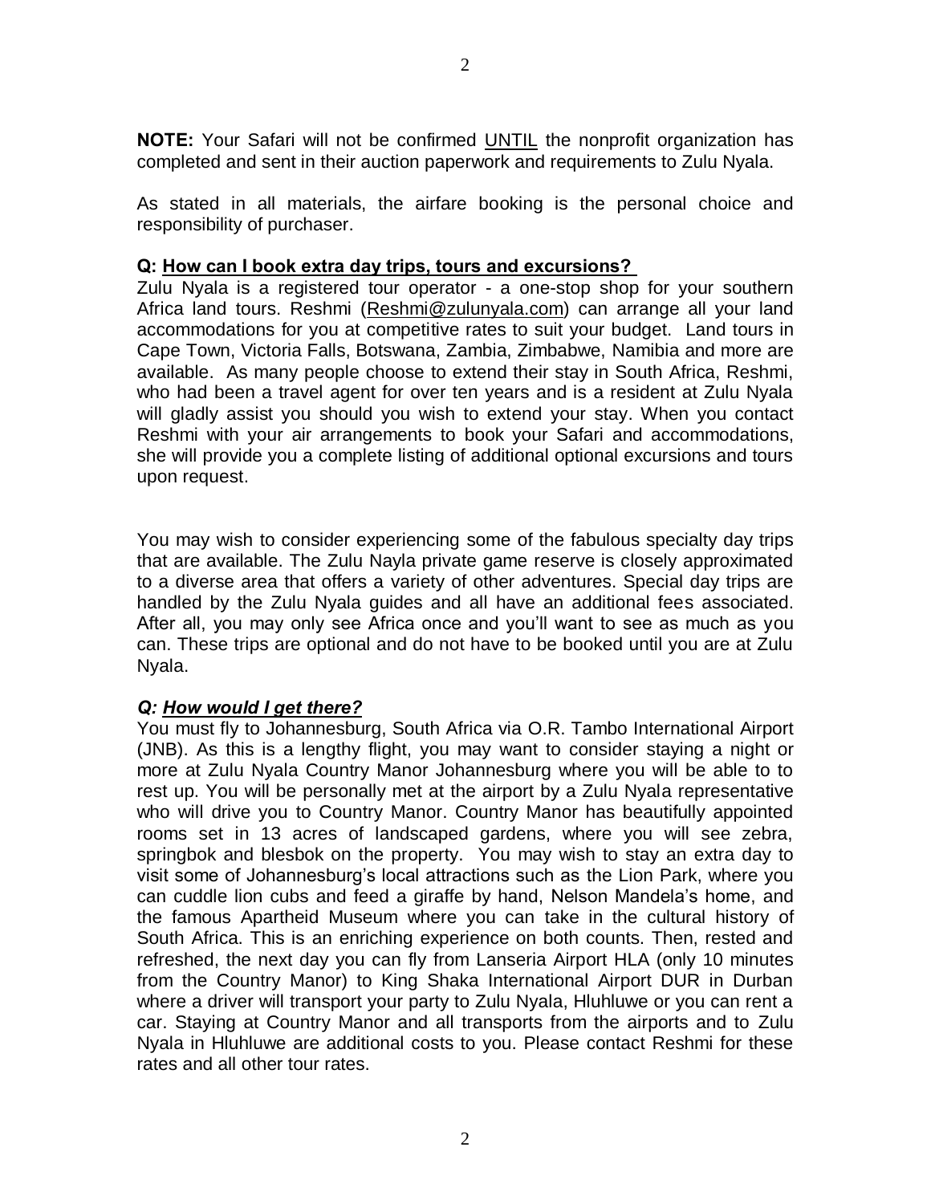**NOTE:** Your Safari will not be confirmed UNTIL the nonprofit organization has completed and sent in their auction paperwork and requirements to Zulu Nyala.

As stated in all materials, the airfare booking is the personal choice and responsibility of purchaser.

**Q: How can I book extra day trips, tours and excursions?**

Zulu Nyala is a registered tour operator - a one-stop shop for your southern Africa land tours. Reshmi (Reshmi@zulunyala.com) can arrange all your land accommodations for you at competitive rates to suit your budget. Land tours in Cape Town, Victoria Falls, Botswana, Zambia, Zimbabwe, Namibia and more are available. As many people choose to extend their stay in South Africa, Reshmi, who had been a travel agent for over ten years and is a resident at Zulu Nyala will gladly assist you should you wish to extend your stay. When you contact Reshmi with your air arrangements to book your Safari and accommodations, she will provide you a complete listing of additional optional excursions and tours upon request.

You may wish to consider experiencing some of the fabulous specialty day trips that are available. The Zulu Nayla private game reserve is closely approximated to a diverse area that offers a variety of other adventures. Special day trips are handled by the Zulu Nyala guides and all have an additional fees associated. After all, you may only see Africa once and you'll want to see as much as you can. These trips are optional and do not have to be booked until you are at Zulu Nyala.

***Q: How would I get there?***

You must fly to Johannesburg, South Africa via O.R. Tambo International Airport (JNB). As this is a lengthy flight, you may want to consider staying a night or more at Zulu Nyala Country Manor Johannesburg where you will be able to to rest up. You will be personally met at the airport by a Zulu Nyala representative who will drive you to Country Manor. Country Manor has beautifully appointed rooms set in 13 acres of landscaped gardens, where you will see zebra, springbok and blesbok on the property. You may wish to stay an extra day to visit some of Johannesburg's local attractions such as the Lion Park, where you can cuddle lion cubs and feed a giraffe by hand, Nelson Mandela's home, and the famous Apartheid Museum where you can take in the cultural history of South Africa. This is an enriching experience on both counts. Then, rested and refreshed, the next day you can fly from Lanseria Airport HLA (only 10 minutes from the Country Manor) to King Shaka International Airport DUR in Durban where a driver will transport your party to Zulu Nyala, Hluhluwe or you can rent a car. Staying at Country Manor and all transports from the airports and to Zulu Nyala in Hluhluwe are additional costs to you. Please contact Reshmi for these rates and all other tour rates.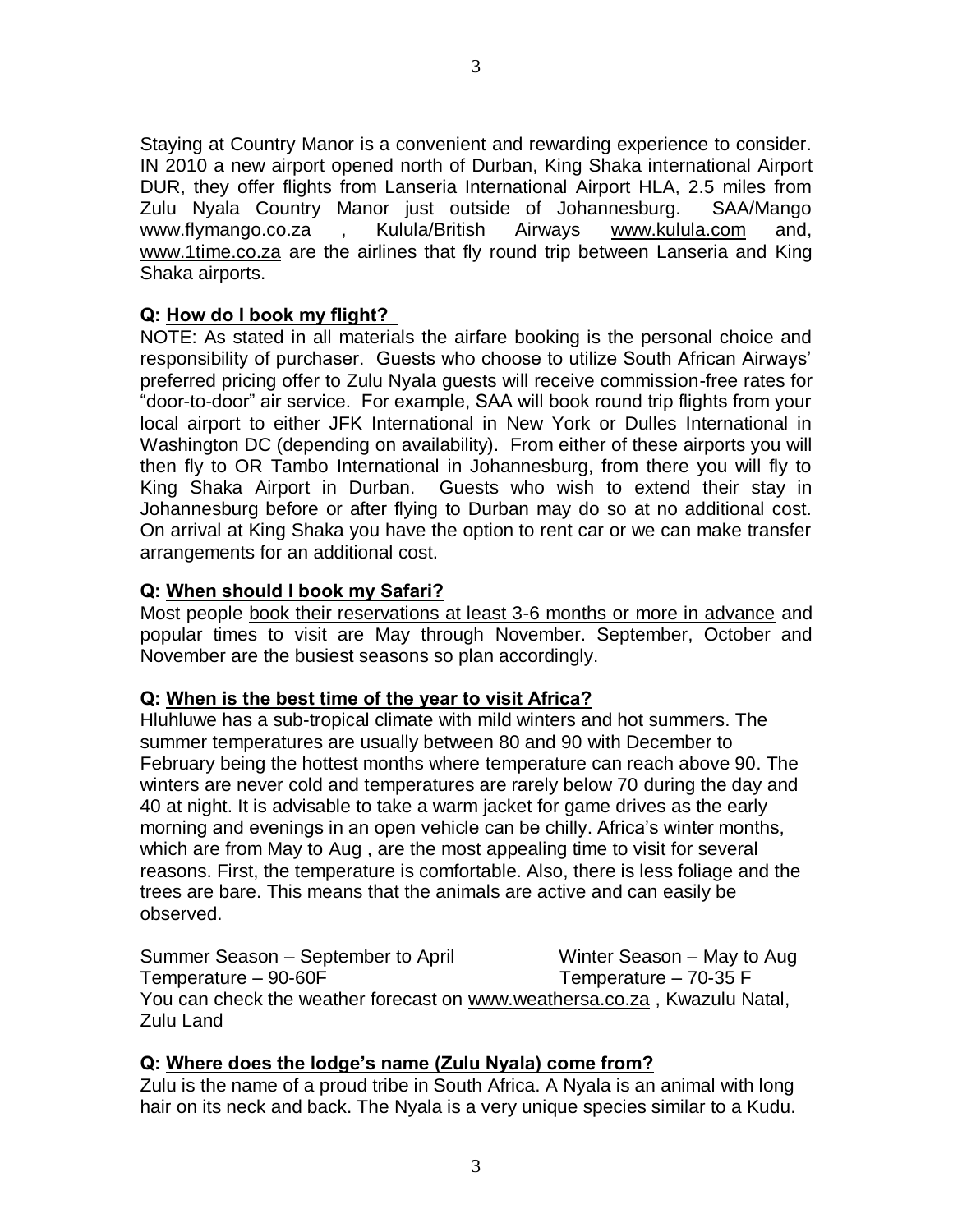Staying at Country Manor is a convenient and rewarding experience to consider. IN 2010 a new airport opened north of Durban, King Shaka international Airport DUR, they offer flights from Lanseria International Airport HLA, 2.5 miles from Zulu Nyala Country Manor just outside of Johannesburg. SAA/Mango www.flymango.co.za , Kulula/British Airways www.kulula.com and, www.1time.co.za are the airlines that fly round trip between Lanseria and King Shaka airports.

**Q: How do I book my flight?**

NOTE: As stated in all materials the airfare booking is the personal choice and responsibility of purchaser. Guests who choose to utilize South African Airways' preferred pricing offer to Zulu Nyala guests will receive commission-free rates for "door-to-door" air service. For example, SAA will book round trip flights from your local airport to either JFK International in New York or Dulles International in Washington DC (depending on availability). From either of these airports you will then fly to OR Tambo International in Johannesburg, from there you will fly to King Shaka Airport in Durban. Guests who wish to extend their stay in Johannesburg before or after flying to Durban may do so at no additional cost. On arrival at King Shaka you have the option to rent car or we can make transfer arrangements for an additional cost.

**Q: When should I book my Safari?**

Most people book their reservations at least 3-6 months or more in advance and popular times to visit are May through November. September, October and November are the busiest seasons so plan accordingly.

**Q: When is the best time of the year to visit Africa?**

Hluhluwe has a sub-tropical climate with mild winters and hot summers. The summer temperatures are usually between 80 and 90 with December to February being the hottest months where temperature can reach above 90. The winters are never cold and temperatures are rarely below 70 during the day and 40 at night. It is advisable to take a warm jacket for game drives as the early morning and evenings in an open vehicle can be chilly. Africa's winter months, which are from May to Aug , are the most appealing time to visit for several reasons. First, the temperature is comfortable. Also, there is less foliage and the trees are bare. This means that the animals are active and can easily be observed.

| Summer Season – September to April | Winter Season – May to Aug |
| --- | --- |
| Temperature – 90-60F | Temperature – 70-35 F |

You can check the weather forecast on www.weathersa.co.za , Kwazulu Natal, Zulu Land

**Q: Where does the lodge's name (Zulu Nyala) come from?**

Zulu is the name of a proud tribe in South Africa. A Nyala is an animal with long hair on its neck and back. The Nyala is a very unique species similar to a Kudu.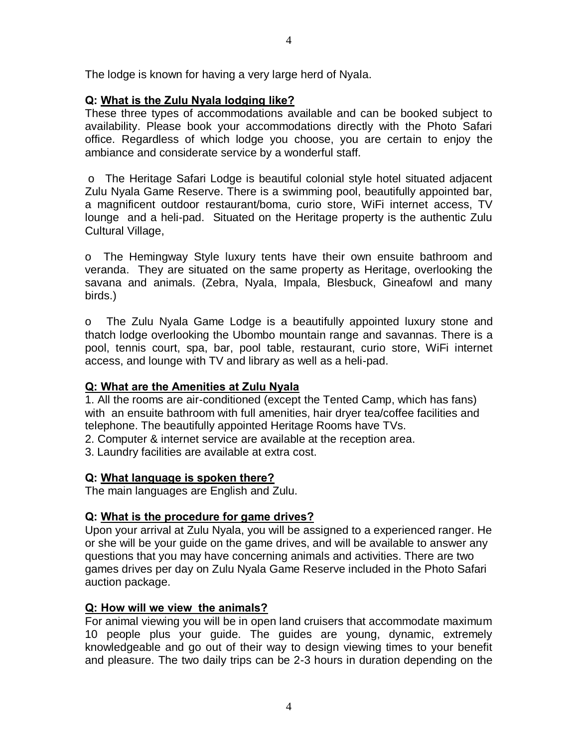The lodge is known for having a very large herd of Nyala.

**Q: What is the Zulu Nyala lodging like?**

These three types of accommodations available and can be booked subject to availability. Please book your accommodations directly with the Photo Safari office. Regardless of which lodge you choose, you are certain to enjoy the ambiance and considerate service by a wonderful staff.

- The Heritage Safari Lodge is beautiful colonial style hotel situated adjacent Zulu Nyala Game Reserve. There is a swimming pool, beautifully appointed bar, a magnificent outdoor restaurant/boma, curio store, WiFi internet access, TV lounge and a heli-pad. Situated on the Heritage property is the authentic Zulu Cultural Village,

- The Hemingway Style luxury tents have their own ensuite bathroom and veranda. They are situated on the same property as Heritage, overlooking the savana and animals. (Zebra, Nyala, Impala, Blesbuck, Gineafowl and many birds.)

- The Zulu Nyala Game Lodge is a beautifully appointed luxury stone and thatch lodge overlooking the Ubombo mountain range and savannas. There is a pool, tennis court, spa, bar, pool table, restaurant, curio store, WiFi internet access, and lounge with TV and library as well as a heli-pad.

**Q: What are the Amenities at Zulu Nyala**

1. All the rooms are air-conditioned (except the Tented Camp, which has fans) with an ensuite bathroom with full amenities, hair dryer tea/coffee facilities and telephone. The beautifully appointed Heritage Rooms have TVs.
2. Computer & internet service are available at the reception area.
3. Laundry facilities are available at extra cost.

**Q: What language is spoken there?**

The main languages are English and Zulu.

**Q: What is the procedure for game drives?**

Upon your arrival at Zulu Nyala, you will be assigned to a experienced ranger. He or she will be your guide on the game drives, and will be available to answer any questions that you may have concerning animals and activities. There are two games drives per day on Zulu Nyala Game Reserve included in the Photo Safari auction package.

**Q: How will we view the animals?**

For animal viewing you will be in open land cruisers that accommodate maximum 10 people plus your guide. The guides are young, dynamic, extremely knowledgeable and go out of their way to design viewing times to your benefit and pleasure. The two daily trips can be 2-3 hours in duration depending on the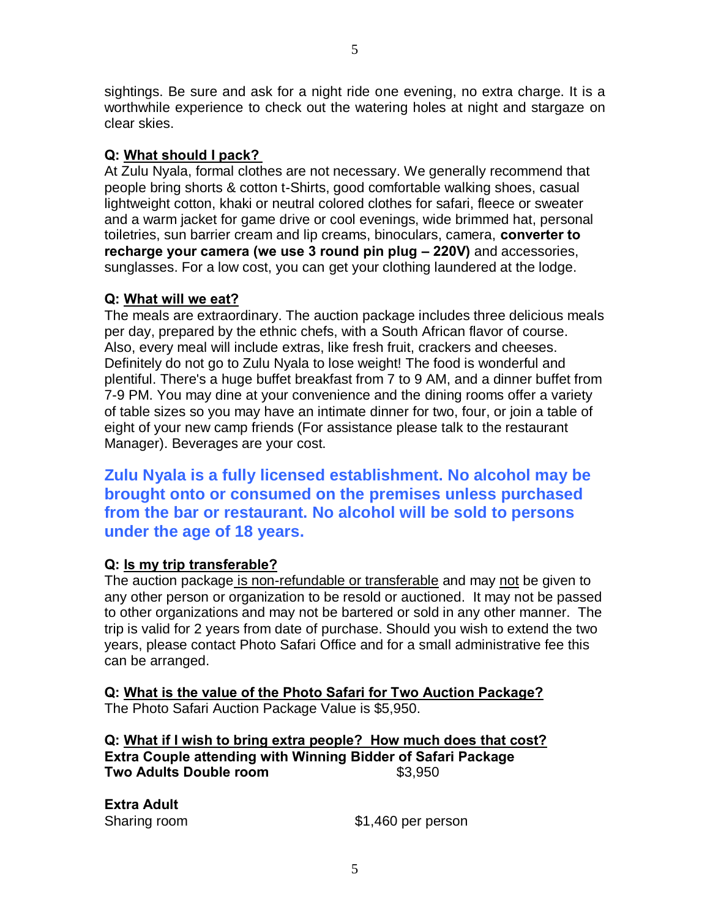sightings. Be sure and ask for a night ride one evening, no extra charge. It is a worthwhile experience to check out the watering holes at night and stargaze on clear skies.

**Q: What should I pack?**

At Zulu Nyala, formal clothes are not necessary. We generally recommend that people bring shorts & cotton t-Shirts, good comfortable walking shoes, casual lightweight cotton, khaki or neutral colored clothes for safari, fleece or sweater and a warm jacket for game drive or cool evenings, wide brimmed hat, personal toiletries, sun barrier cream and lip creams, binoculars, camera, **converter to recharge your camera (we use 3 round pin plug – 220V)** and accessories, sunglasses. For a low cost, you can get your clothing laundered at the lodge.

**Q: What will we eat?**

The meals are extraordinary. The auction package includes three delicious meals per day, prepared by the ethnic chefs, with a South African flavor of course. Also, every meal will include extras, like fresh fruit, crackers and cheeses. Definitely do not go to Zulu Nyala to lose weight! The food is wonderful and plentiful. There's a huge buffet breakfast from 7 to 9 AM, and a dinner buffet from 7-9 PM. You may dine at your convenience and the dining rooms offer a variety of table sizes so you may have an intimate dinner for two, four, or join a table of eight of your new camp friends (For assistance please talk to the restaurant Manager). Beverages are your cost.

**Zulu Nyala is a fully licensed establishment. No alcohol may be brought onto or consumed on the premises unless purchased from the bar or restaurant. No alcohol will be sold to persons under the age of 18 years.**

**Q: Is my trip transferable?**

The auction package is non-refundable or transferable and may not be given to any other person or organization to be resold or auctioned. It may not be passed to other organizations and may not be bartered or sold in any other manner. The trip is valid for 2 years from date of purchase. Should you wish to extend the two years, please contact Photo Safari Office and for a small administrative fee this can be arranged.

**Q: What is the value of the Photo Safari for Two Auction Package?**

The Photo Safari Auction Package Value is $5,950.

**Q: What if I wish to bring extra people? How much does that cost?**

**Extra Couple attending with Winning Bidder of Safari Package**

**Two Adults Double room** $3,950

**Extra Adult**

Sharing room $1,460 per person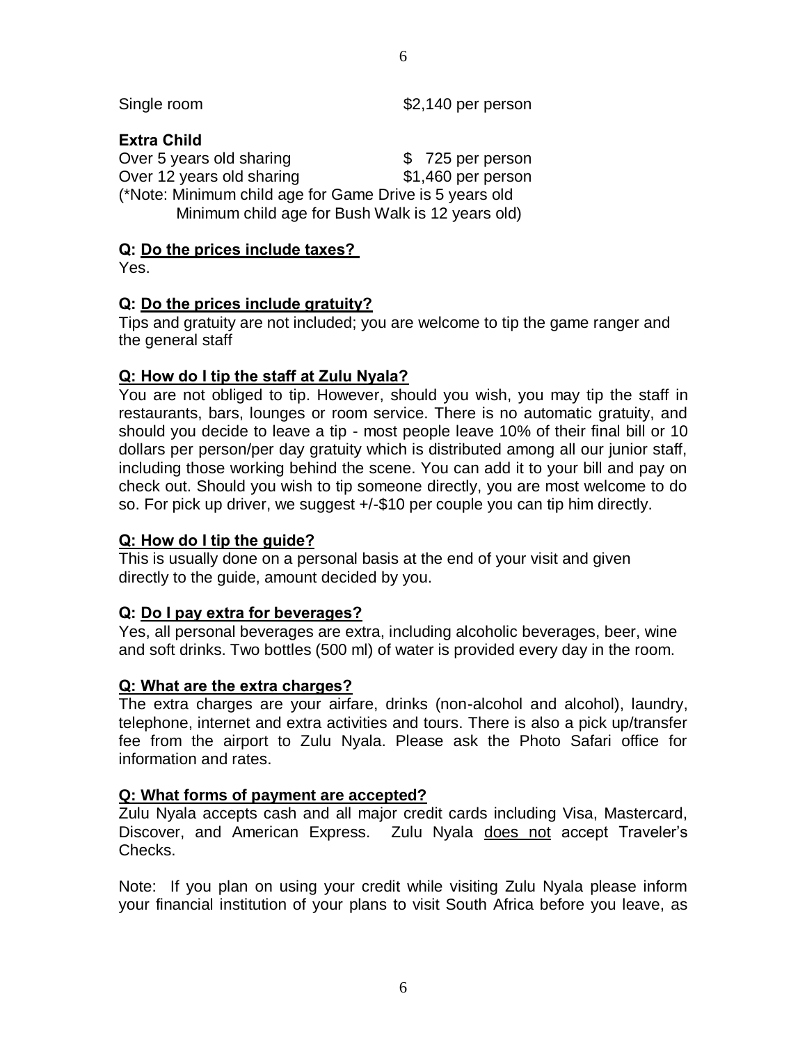Single room $2,140 per person

**Extra Child**

Over 5 years old sharing $ 725 per person
Over 12 years old sharing $1,460 per person
(*Note: Minimum child age for Game Drive is 5 years old
Minimum child age for Bush Walk is 12 years old)

**Q: <u>Do the prices include taxes?</u>**

Yes.

**Q: <u>Do the prices include gratuity?</u>**

Tips and gratuity are not included; you are welcome to tip the game ranger and the general staff

**Q: <u>How do I tip the staff at Zulu Nyala?</u>**

You are not obliged to tip. However, should you wish, you may tip the staff in restaurants, bars, lounges or room service. There is no automatic gratuity, and should you decide to leave a tip - most people leave 10% of their final bill or 10 dollars per person/per day gratuity which is distributed among all our junior staff, including those working behind the scene. You can add it to your bill and pay on check out. Should you wish to tip someone directly, you are most welcome to do so. For pick up driver, we suggest +/-$10 per couple you can tip him directly.

**Q: <u>How do I tip the guide?</u>**

This is usually done on a personal basis at the end of your visit and given directly to the guide, amount decided by you.

**Q: <u>Do I pay extra for beverages?</u>**

Yes, all personal beverages are extra, including alcoholic beverages, beer, wine and soft drinks. Two bottles (500 ml) of water is provided every day in the room.

**Q: <u>What are the extra charges?</u>**

The extra charges are your airfare, drinks (non-alcohol and alcohol), laundry, telephone, internet and extra activities and tours. There is also a pick up/transfer fee from the airport to Zulu Nyala. Please ask the Photo Safari office for information and rates.

**Q: <u>What forms of payment are accepted?</u>**

Zulu Nyala accepts cash and all major credit cards including Visa, Mastercard, Discover, and American Express. Zulu Nyala <u>does not</u> accept Traveler's Checks.

Note: If you plan on using your credit while visiting Zulu Nyala please inform your financial institution of your plans to visit South Africa before you leave, as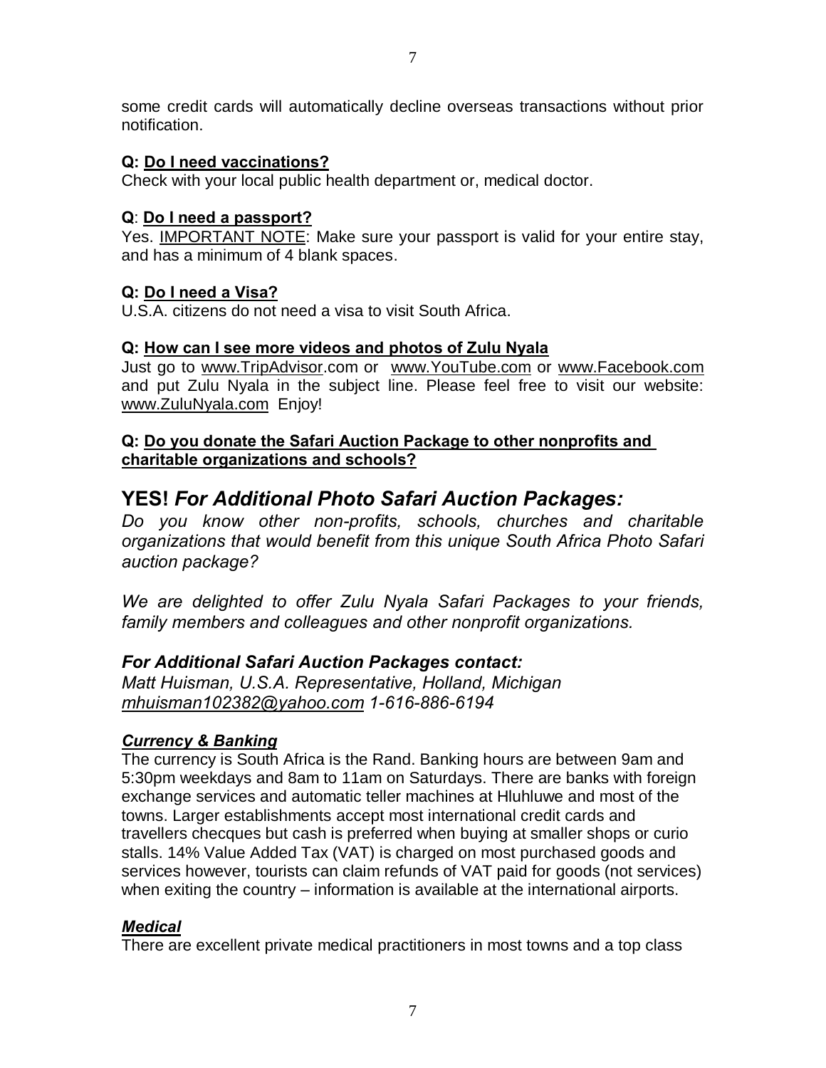some credit cards will automatically decline overseas transactions without prior notification.

**Q: Do I need vaccinations?**
Check with your local public health department or, medical doctor.

**Q: Do I need a passport?**
Yes. IMPORTANT NOTE: Make sure your passport is valid for your entire stay, and has a minimum of 4 blank spaces.

**Q: Do I need a Visa?**
U.S.A. citizens do not need a visa to visit South Africa.

**Q: How can I see more videos and photos of Zulu Nyala**
Just go to www.TripAdvisor.com or www.YouTube.com or www.Facebook.com and put Zulu Nyala in the subject line. Please feel free to visit our website: www.ZuluNyala.com Enjoy!

**Q: Do you donate the Safari Auction Package to other nonprofits and charitable organizations and schools?**

## YES! *For Additional Photo Safari Auction Packages:*

*Do you know other non-profits, schools, churches and charitable organizations that would benefit from this unique South Africa Photo Safari auction package?*

*We are delighted to offer Zulu Nyala Safari Packages to your friends, family members and colleagues and other nonprofit organizations.*

### *For Additional Safari Auction Packages contact:*

*Matt Huisman, U.S.A. Representative, Holland, Michigan*
*mhuisman102382@yahoo.com 1-616-886-6194*

***Currency & Banking***

The currency is South Africa is the Rand. Banking hours are between 9am and 5:30pm weekdays and 8am to 11am on Saturdays. There are banks with foreign exchange services and automatic teller machines at Hluhluwe and most of the towns. Larger establishments accept most international credit cards and travellers checques but cash is preferred when buying at smaller shops or curio stalls. 14% Value Added Tax (VAT) is charged on most purchased goods and services however, tourists can claim refunds of VAT paid for goods (not services) when exiting the country – information is available at the international airports.

***Medical***

There are excellent private medical practitioners in most towns and a top class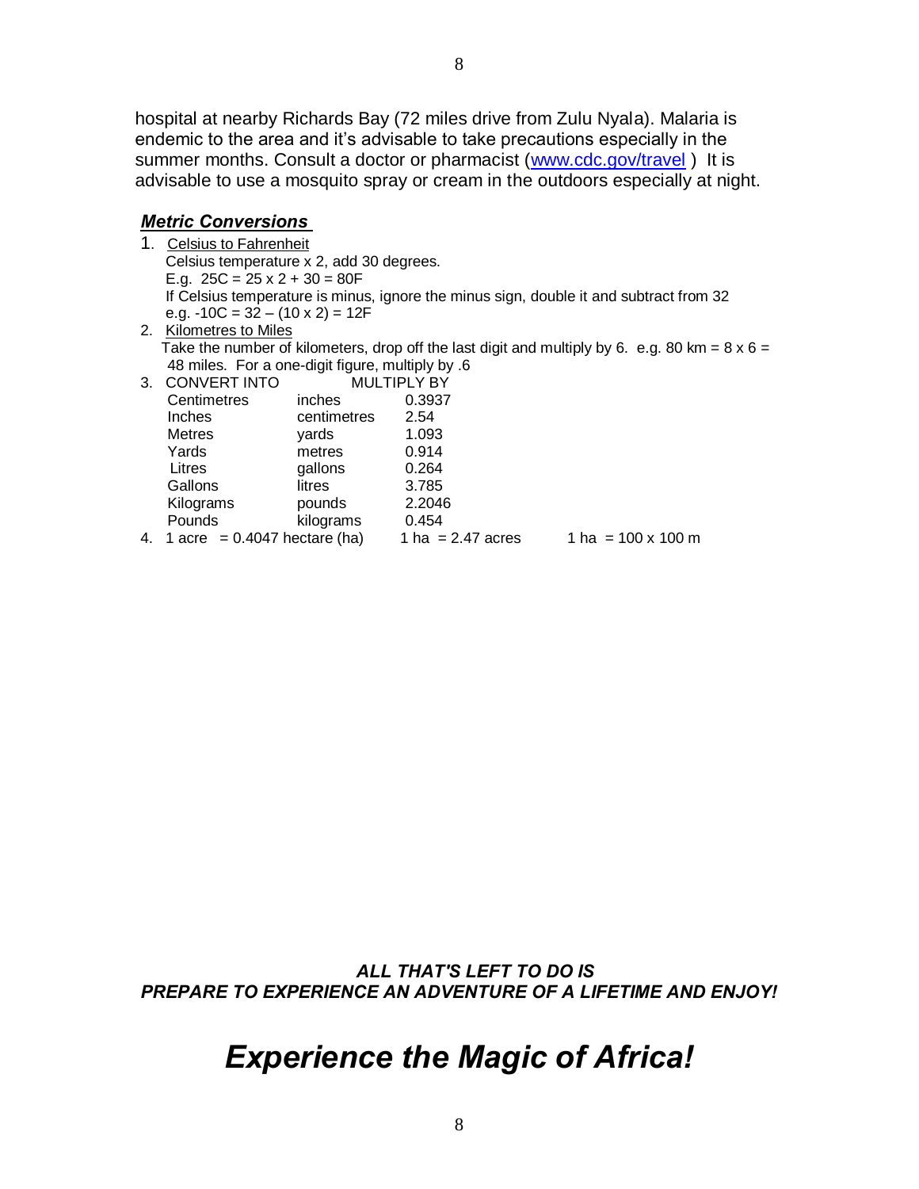hospital at nearby Richards Bay (72 miles drive from Zulu Nyala). Malaria is endemic to the area and it's advisable to take precautions especially in the summer months. Consult a doctor or pharmacist ([www.cdc.gov/travel](www.cdc.gov/travel) ) It is advisable to use a mosquito spray or cream in the outdoors especially at night.

## ***Metric Conversions***

1. Celsius to Fahrenheit
   Celsius temperature x 2, add 30 degrees.
   E.g. 25C = 25 x 2 + 30 = 80F
   If Celsius temperature is minus, ignore the minus sign, double it and subtract from 32
   e.g. -10C = 32 – (10 x 2) = 12F
2. Kilometres to Miles
   Take the number of kilometers, drop off the last digit and multiply by 6. e.g. 80 km = 8 x 6 = 48 miles. For a one-digit figure, multiply by .6
3. CONVERT INTO MULTIPLY BY

| | | |
|---|---|---|
| Centimetres | inches | 0.3937 |
| Inches | centimetres | 2.54 |
| Metres | yards | 1.093 |
| Yards | metres | 0.914 |
| Litres | gallons | 0.264 |
| Gallons | litres | 3.785 |
| Kilograms | pounds | 2.2046 |
| Pounds | kilograms | 0.454 |

4. 1 acre = 0.4047 hectare (ha)   1 ha = 2.47 acres   1 ha = 100 x 100 m

***ALL THAT'S LEFT TO DO IS***
***PREPARE TO EXPERIENCE AN ADVENTURE OF A LIFETIME AND ENJOY!***

# ***Experience the Magic of Africa!***